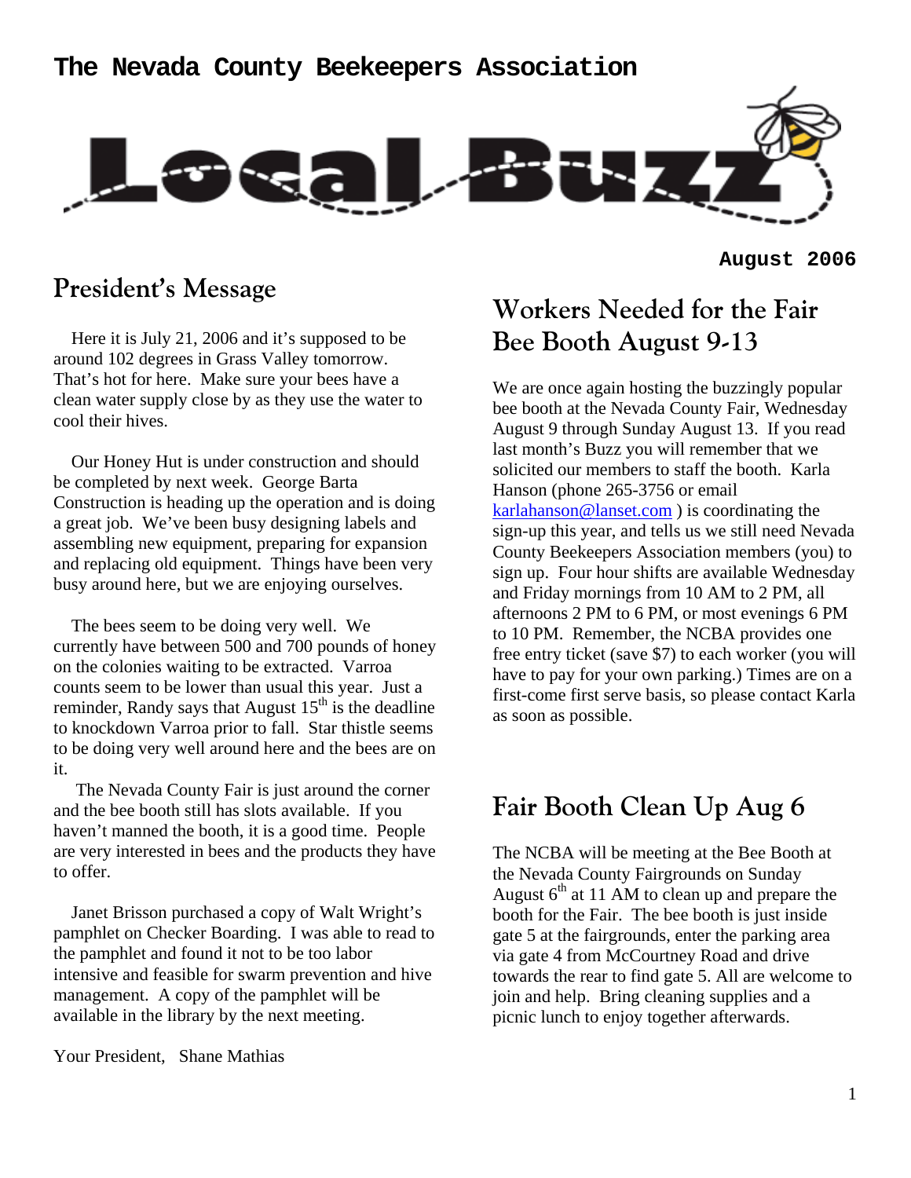# The Nevada County Beekeepers Association

# Local Buzz

**August 2006**

## President's Message

Here it is July 21, 2006 and it's supposed to be around 102 degrees in Grass Valley tomorrow. That's hot for here. Make sure your bees have a clean water supply close by as they use the water to cool their hives.

Our Honey Hut is under construction and should be completed by next week. George Barta Construction is heading up the operation and is doing a great job. We've been busy designing labels and assembling new equipment, preparing for expansion and replacing old equipment. Things have been very busy around here, but we are enjoying ourselves.

The bees seem to be doing very well. We currently have between 500 and 700 pounds of honey on the colonies waiting to be extracted. Varroa counts seem to be lower than usual this year. Just a reminder, Randy says that August 15th is the deadline to knockdown Varroa prior to fall. Star thistle seems to be doing very well around here and the bees are on it.

The Nevada County Fair is just around the corner and the bee booth still has slots available. If you haven't manned the booth, it is a good time. People are very interested in bees and the products they have to offer.

Janet Brisson purchased a copy of Walt Wright's pamphlet on Checker Boarding. I was able to read to the pamphlet and found it not to be too labor intensive and feasible for swarm prevention and hive management. A copy of the pamphlet will be available in the library by the next meeting.

Your President, Shane Mathias

## Workers Needed for the Fair Bee Booth August 9-13

We are once again hosting the buzzingly popular bee booth at the Nevada County Fair, Wednesday August 9 through Sunday August 13. If you read last month's Buzz you will remember that we solicited our members to staff the booth. Karla Hanson (phone 265-3756 or email karlahanson@lanset.com ) is coordinating the sign-up this year, and tells us we still need Nevada County Beekeepers Association members (you) to sign up. Four hour shifts are available Wednesday and Friday mornings from 10 AM to 2 PM, all afternoons 2 PM to 6 PM, or most evenings 6 PM to 10 PM. Remember, the NCBA provides one free entry ticket (save $7) to each worker (you will have to pay for your own parking.) Times are on a first-come first serve basis, so please contact Karla as soon as possible.

## Fair Booth Clean Up Aug 6

The NCBA will be meeting at the Bee Booth at the Nevada County Fairgrounds on Sunday August 6th at 11 AM to clean up and prepare the booth for the Fair. The bee booth is just inside gate 5 at the fairgrounds, enter the parking area via gate 4 from McCourtney Road and drive towards the rear to find gate 5. All are welcome to join and help. Bring cleaning supplies and a picnic lunch to enjoy together afterwards.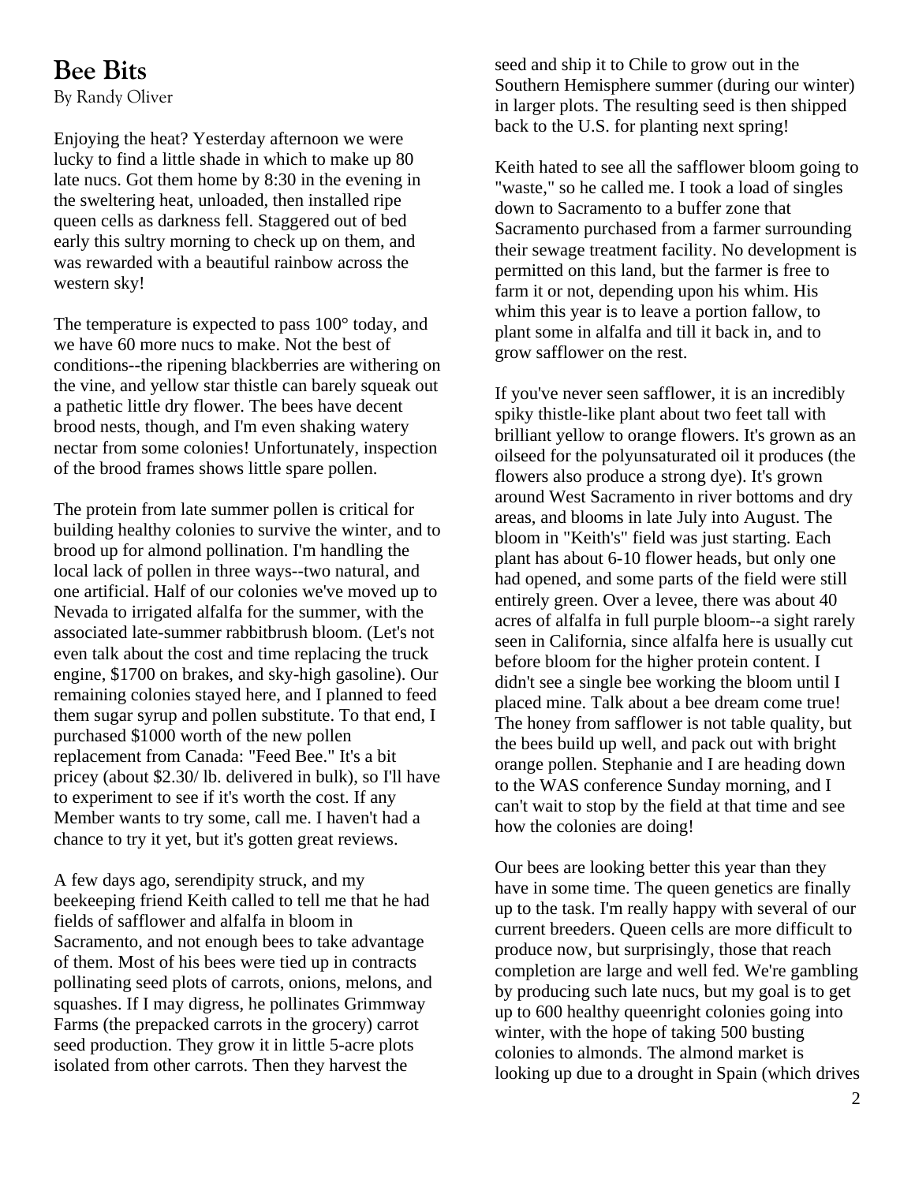# Bee Bits

By Randy Oliver

Enjoying the heat? Yesterday afternoon we were lucky to find a little shade in which to make up 80 late nucs. Got them home by 8:30 in the evening in the sweltering heat, unloaded, then installed ripe queen cells as darkness fell. Staggered out of bed early this sultry morning to check up on them, and was rewarded with a beautiful rainbow across the western sky!

The temperature is expected to pass 100° today, and we have 60 more nucs to make. Not the best of conditions--the ripening blackberries are withering on the vine, and yellow star thistle can barely squeak out a pathetic little dry flower. The bees have decent brood nests, though, and I'm even shaking watery nectar from some colonies! Unfortunately, inspection of the brood frames shows little spare pollen.

The protein from late summer pollen is critical for building healthy colonies to survive the winter, and to brood up for almond pollination. I'm handling the local lack of pollen in three ways--two natural, and one artificial. Half of our colonies we've moved up to Nevada to irrigated alfalfa for the summer, with the associated late-summer rabbitbrush bloom. (Let's not even talk about the cost and time replacing the truck engine, $1700 on brakes, and sky-high gasoline). Our remaining colonies stayed here, and I planned to feed them sugar syrup and pollen substitute. To that end, I purchased $1000 worth of the new pollen replacement from Canada: "Feed Bee." It's a bit pricey (about $2.30/ lb. delivered in bulk), so I'll have to experiment to see if it's worth the cost. If any Member wants to try some, call me. I haven't had a chance to try it yet, but it's gotten great reviews.

A few days ago, serendipity struck, and my beekeeping friend Keith called to tell me that he had fields of safflower and alfalfa in bloom in Sacramento, and not enough bees to take advantage of them. Most of his bees were tied up in contracts pollinating seed plots of carrots, onions, melons, and squashes. If I may digress, he pollinates Grimmway Farms (the prepacked carrots in the grocery) carrot seed production. They grow it in little 5-acre plots isolated from other carrots. Then they harvest the seed and ship it to Chile to grow out in the Southern Hemisphere summer (during our winter) in larger plots. The resulting seed is then shipped back to the U.S. for planting next spring!

Keith hated to see all the safflower bloom going to "waste," so he called me. I took a load of singles down to Sacramento to a buffer zone that Sacramento purchased from a farmer surrounding their sewage treatment facility. No development is permitted on this land, but the farmer is free to farm it or not, depending upon his whim. His whim this year is to leave a portion fallow, to plant some in alfalfa and till it back in, and to grow safflower on the rest.

If you've never seen safflower, it is an incredibly spiky thistle-like plant about two feet tall with brilliant yellow to orange flowers. It's grown as an oilseed for the polyunsaturated oil it produces (the flowers also produce a strong dye). It's grown around West Sacramento in river bottoms and dry areas, and blooms in late July into August. The bloom in "Keith's" field was just starting. Each plant has about 6-10 flower heads, but only one had opened, and some parts of the field were still entirely green. Over a levee, there was about 40 acres of alfalfa in full purple bloom--a sight rarely seen in California, since alfalfa here is usually cut before bloom for the higher protein content. I didn't see a single bee working the bloom until I placed mine. Talk about a bee dream come true! The honey from safflower is not table quality, but the bees build up well, and pack out with bright orange pollen. Stephanie and I are heading down to the WAS conference Sunday morning, and I can't wait to stop by the field at that time and see how the colonies are doing!

Our bees are looking better this year than they have in some time. The queen genetics are finally up to the task. I'm really happy with several of our current breeders. Queen cells are more difficult to produce now, but surprisingly, those that reach completion are large and well fed. We're gambling by producing such late nucs, but my goal is to get up to 600 healthy queenright colonies going into winter, with the hope of taking 500 busting colonies to almonds. The almond market is looking up due to a drought in Spain (which drives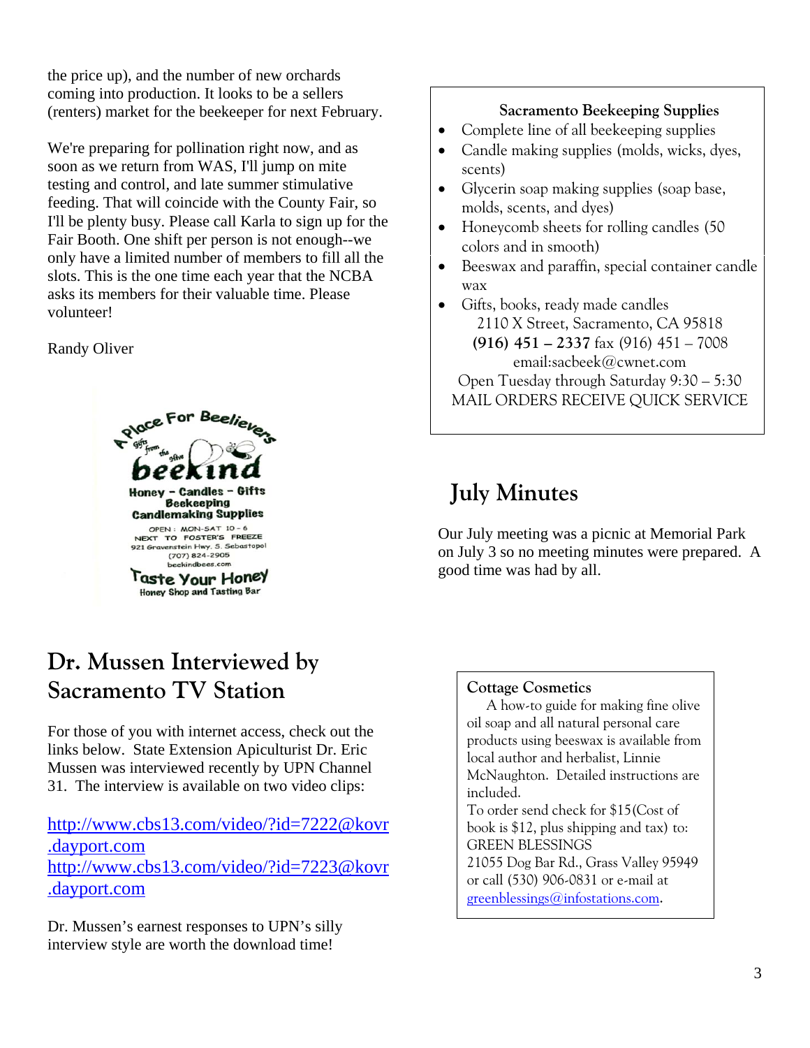the price up), and the number of new orchards coming into production. It looks to be a sellers (renters) market for the beekeeper for next February.

We're preparing for pollination right now, and as soon as we return from WAS, I'll jump on mite testing and control, and late summer stimulative feeding. That will coincide with the County Fair, so I'll be plenty busy. Please call Karla to sign up for the Fair Booth. One shift per person is not enough--we only have a limited number of members to fill all the slots. This is the one time each year that the NCBA asks its members for their valuable time. Please volunteer!

Randy Oliver

A Place For Beelievers

Gifts from the Hive

beekind

Honey – Candles – Gifts
Beekeeping
Candlemaking Supplies

OPEN: MON-SAT 10 – 6
NEXT TO FOSTER'S FREEZE
921 Gravenstein Hwy. S. Sebastopol
(707) 824-2905
beekindbees.com

Taste Your Honey
Honey Shop and Tasting Bar

## Dr. Mussen Interviewed by Sacramento TV Station

For those of you with internet access, check out the links below. State Extension Apiculturist Dr. Eric Mussen was interviewed recently by UPN Channel 31. The interview is available on two video clips:

http://www.cbs13.com/video/?id=7222@kovr.dayport.com
http://www.cbs13.com/video/?id=7223@kovr.dayport.com

Dr. Mussen's earnest responses to UPN's silly interview style are worth the download time!

**Sacramento Beekeeping Supplies**

- Complete line of all beekeeping supplies
- Candle making supplies (molds, wicks, dyes, scents)
- Glycerin soap making supplies (soap base, molds, scents, and dyes)
- Honeycomb sheets for rolling candles (50 colors and in smooth)
- Beeswax and paraffin, special container candle wax
- Gifts, books, ready made candles

2110 X Street, Sacramento, CA 95818
**(916) 451 – 2337** fax (916) 451 – 7008
email:sacbeek@cwnet.com
Open Tuesday through Saturday 9:30 – 5:30
MAIL ORDERS RECEIVE QUICK SERVICE

## July Minutes

Our July meeting was a picnic at Memorial Park on July 3 so no meeting minutes were prepared. A good time was had by all.

**Cottage Cosmetics**

A how-to guide for making fine olive oil soap and all natural personal care products using beeswax is available from local author and herbalist, Linnie McNaughton. Detailed instructions are included.

To order send check for $15(Cost of book is $12, plus shipping and tax) to:
GREEN BLESSINGS
21055 Dog Bar Rd., Grass Valley 95949
or call (530) 906-0831 or e-mail at greenblessings@infostations.com.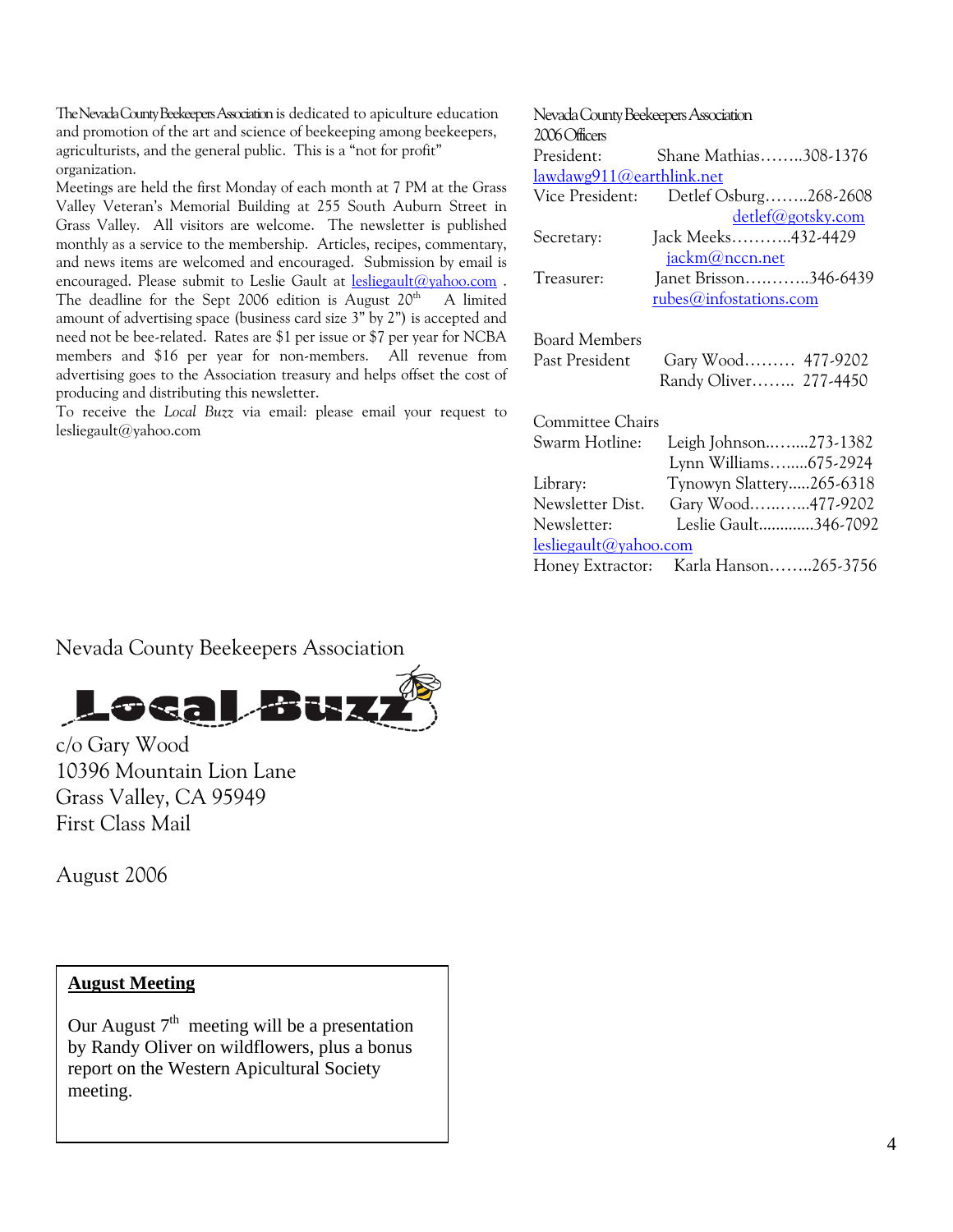The Nevada County Beekeepers Association is dedicated to apiculture education and promotion of the art and science of beekeeping among beekeepers, agriculturists, and the general public. This is a "not for profit" organization.

Meetings are held the first Monday of each month at 7 PM at the Grass Valley Veteran's Memorial Building at 255 South Auburn Street in Grass Valley. All visitors are welcome. The newsletter is published monthly as a service to the membership. Articles, recipes, commentary, and news items are welcomed and encouraged. Submission by email is encouraged. Please submit to Leslie Gault at lesliegault@yahoo.com . The deadline for the Sept 2006 edition is August 20th A limited amount of advertising space (business card size 3" by 2") is accepted and need not be bee-related. Rates are $1 per issue or $7 per year for NCBA members and $16 per year for non-members. All revenue from advertising goes to the Association treasury and helps offset the cost of producing and distributing this newsletter.

To receive the *Local Buzz* via email: please email your request to lesliegault@yahoo.com

Nevada County Beekeepers Association
2006 Officers

President: Shane Mathias……..308-1376
lawdawg911@earthlink.net
Vice President: Detlef Osburg……..268-2608
detlef@gotsky.com
Secretary: Jack Meeks………..432-4429
jackm@nccn.net
Treasurer: Janet Brisson………..346-6439
rubes@infostations.com

Board Members
Past President Gary Wood……… 477-9202
Randy Oliver…….. 277-4450

Committee Chairs
Swarm Hotline: Leigh Johnson……..273-1382
Lynn Williams……..675-2924
Library: Tynowyn Slattery…..265-6318
Newsletter Dist. Gary Wood………..477-9202
Newsletter: Leslie Gault…………346-7092
lesliegault@yahoo.com
Honey Extractor: Karla Hanson……..265-3756

Nevada County Beekeepers Association

**Local Buzz**

c/o Gary Wood
10396 Mountain Lion Lane
Grass Valley, CA 95949
First Class Mail

August 2006

**August Meeting**

Our August 7th meeting will be a presentation by Randy Oliver on wildflowers, plus a bonus report on the Western Apicultural Society meeting.